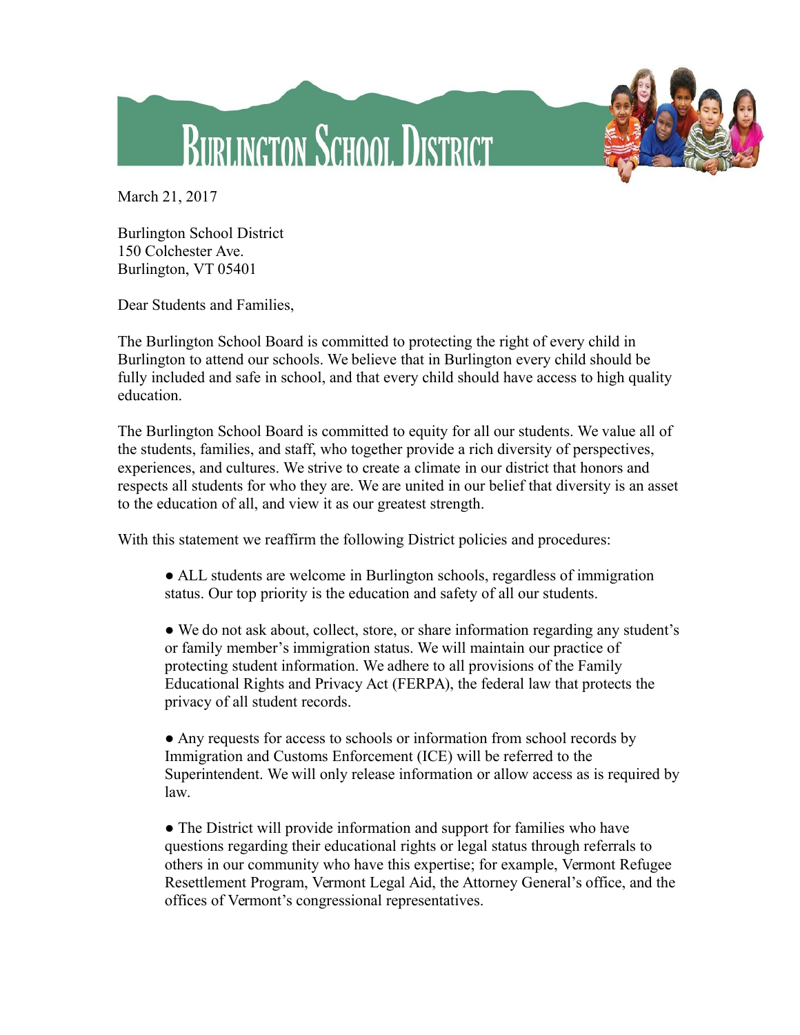# Burlington School District

March 21, 2017

Burlington School District
150 Colchester Ave.
Burlington, VT 05401

Dear Students and Families,

The Burlington School Board is committed to protecting the right of every child in Burlington to attend our schools. We believe that in Burlington every child should be fully included and safe in school, and that every child should have access to high quality education.

The Burlington School Board is committed to equity for all our students. We value all of the students, families, and staff, who together provide a rich diversity of perspectives, experiences, and cultures. We strive to create a climate in our district that honors and respects all students for who they are. We are united in our belief that diversity is an asset to the education of all, and view it as our greatest strength.

With this statement we reaffirm the following District policies and procedures:

- ALL students are welcome in Burlington schools, regardless of immigration status. Our top priority is the education and safety of all our students.

- We do not ask about, collect, store, or share information regarding any student's or family member's immigration status. We will maintain our practice of protecting student information. We adhere to all provisions of the Family Educational Rights and Privacy Act (FERPA), the federal law that protects the privacy of all student records.

- Any requests for access to schools or information from school records by Immigration and Customs Enforcement (ICE) will be referred to the Superintendent. We will only release information or allow access as is required by law.

- The District will provide information and support for families who have questions regarding their educational rights or legal status through referrals to others in our community who have this expertise; for example, Vermont Refugee Resettlement Program, Vermont Legal Aid, the Attorney General's office, and the offices of Vermont's congressional representatives.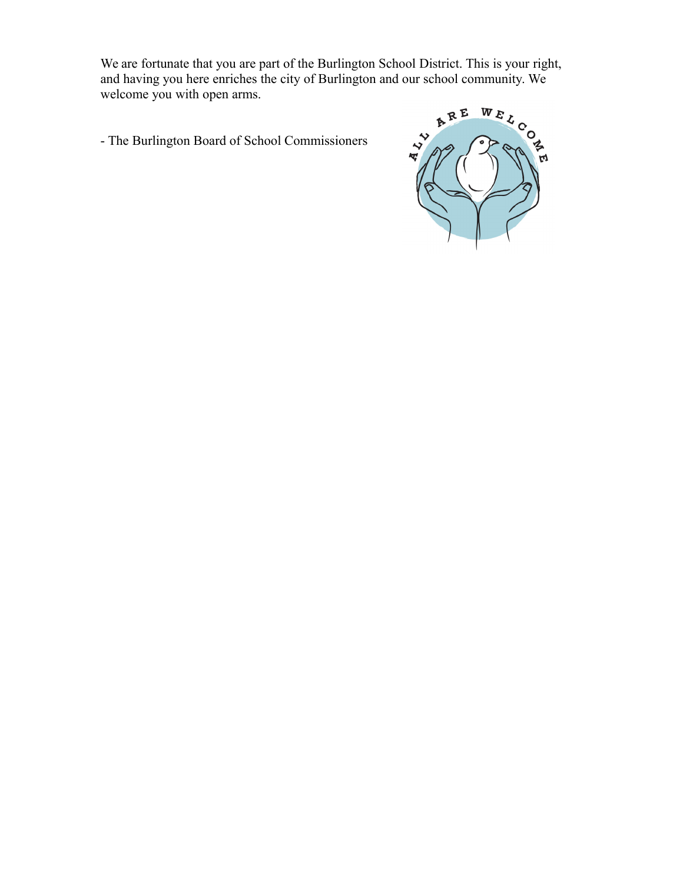We are fortunate that you are part of the Burlington School District. This is your right, and having you here enriches the city of Burlington and our school community. We welcome you with open arms.

- The Burlington Board of School Commissioners